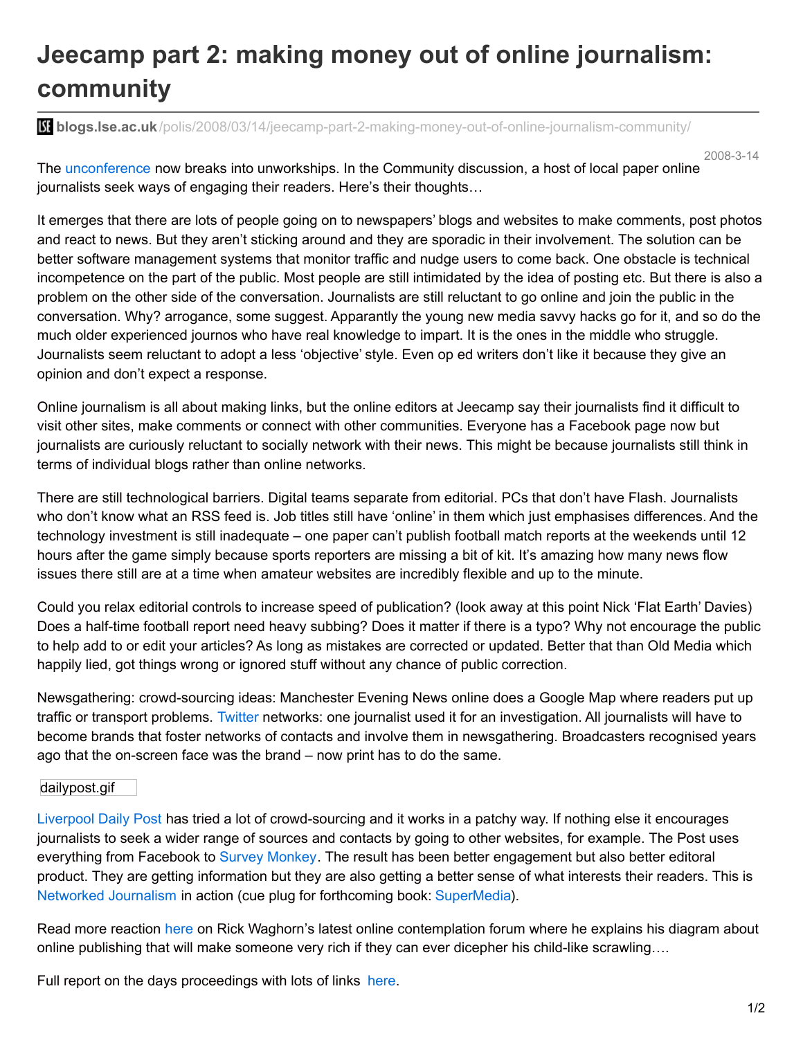# Jeecamp part 2: making money out of online journalism: community

**blogs.lse.ac.uk**/polis/2008/03/14/jeecamp-part-2-making-money-out-of-online-journalism-community/

2008-3-14

The unconference now breaks into unworkships. In the Community discussion, a host of local paper online journalists seek ways of engaging their readers. Here's their thoughts…

It emerges that there are lots of people going on to newspapers' blogs and websites to make comments, post photos and react to news. But they aren't sticking around and they are sporadic in their involvement. The solution can be better software management systems that monitor traffic and nudge users to come back. One obstacle is technical incompetence on the part of the public. Most people are still intimidated by the idea of posting etc. But there is also a problem on the other side of the conversation. Journalists are still reluctant to go online and join the public in the conversation. Why? arrogance, some suggest. Apparantly the young new media savvy hacks go for it, and so do the much older experienced journos who have real knowledge to impart. It is the ones in the middle who struggle. Journalists seem reluctant to adopt a less 'objective' style. Even op ed writers don't like it because they give an opinion and don't expect a response.

Online journalism is all about making links, but the online editors at Jeecamp say their journalists find it difficult to visit other sites, make comments or connect with other communities. Everyone has a Facebook page now but journalists are curiously reluctant to socially network with their news. This might be because journalists still think in terms of individual blogs rather than online networks.

There are still technological barriers. Digital teams separate from editorial. PCs that don't have Flash. Journalists who don't know what an RSS feed is. Job titles still have 'online' in them which just emphasises differences. And the technology investment is still inadequate – one paper can't publish football match reports at the weekends until 12 hours after the game simply because sports reporters are missing a bit of kit. It's amazing how many news flow issues there still are at a time when amateur websites are incredibly flexible and up to the minute.

Could you relax editorial controls to increase speed of publication? (look away at this point Nick 'Flat Earth' Davies) Does a half-time football report need heavy subbing? Does it matter if there is a typo? Why not encourage the public to help add to or edit your articles? As long as mistakes are corrected or updated. Better that than Old Media which happily lied, got things wrong or ignored stuff without any chance of public correction.

Newsgathering: crowd-sourcing ideas: Manchester Evening News online does a Google Map where readers put up traffic or transport problems. Twitter networks: one journalist used it for an investigation. All journalists will have to become brands that foster networks of contacts and involve them in newsgathering. Broadcasters recognised years ago that the on-screen face was the brand – now print has to do the same.

dailypost.gif

Liverpool Daily Post has tried a lot of crowd-sourcing and it works in a patchy way. If nothing else it encourages journalists to seek a wider range of sources and contacts by going to other websites, for example. The Post uses everything from Facebook to Survey Monkey. The result has been better engagement but also better editoral product. They are getting information but they are also getting a better sense of what interests their readers. This is Networked Journalism in action (cue plug for forthcoming book: SuperMedia).

Read more reaction here on Rick Waghorn's latest online contemplation forum where he explains his diagram about online publishing that will make someone very rich if they can ever dicepher his child-like scrawling….

Full report on the days proceedings with lots of links here.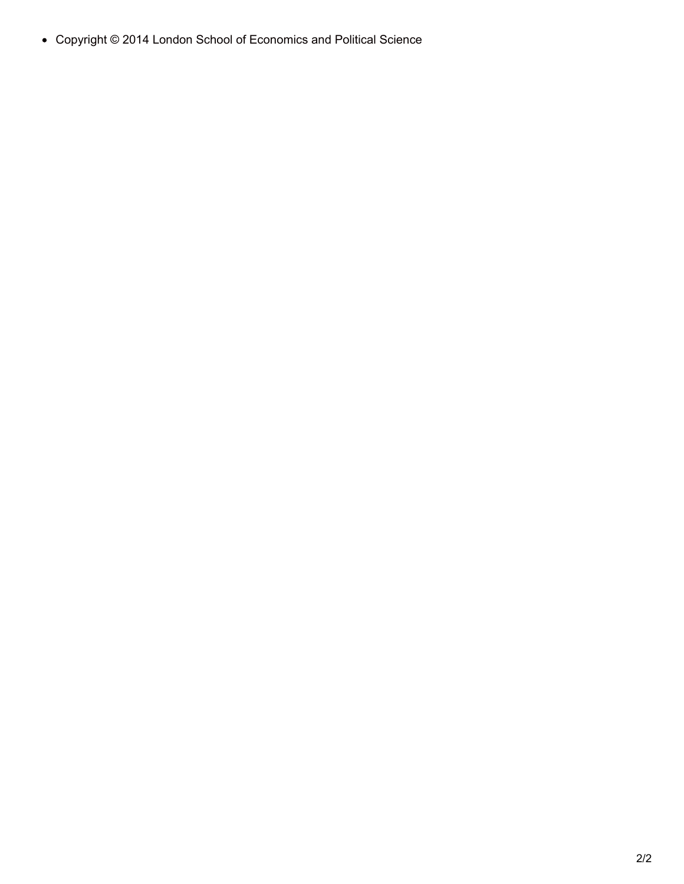- Copyright © 2014 London School of Economics and Political Science